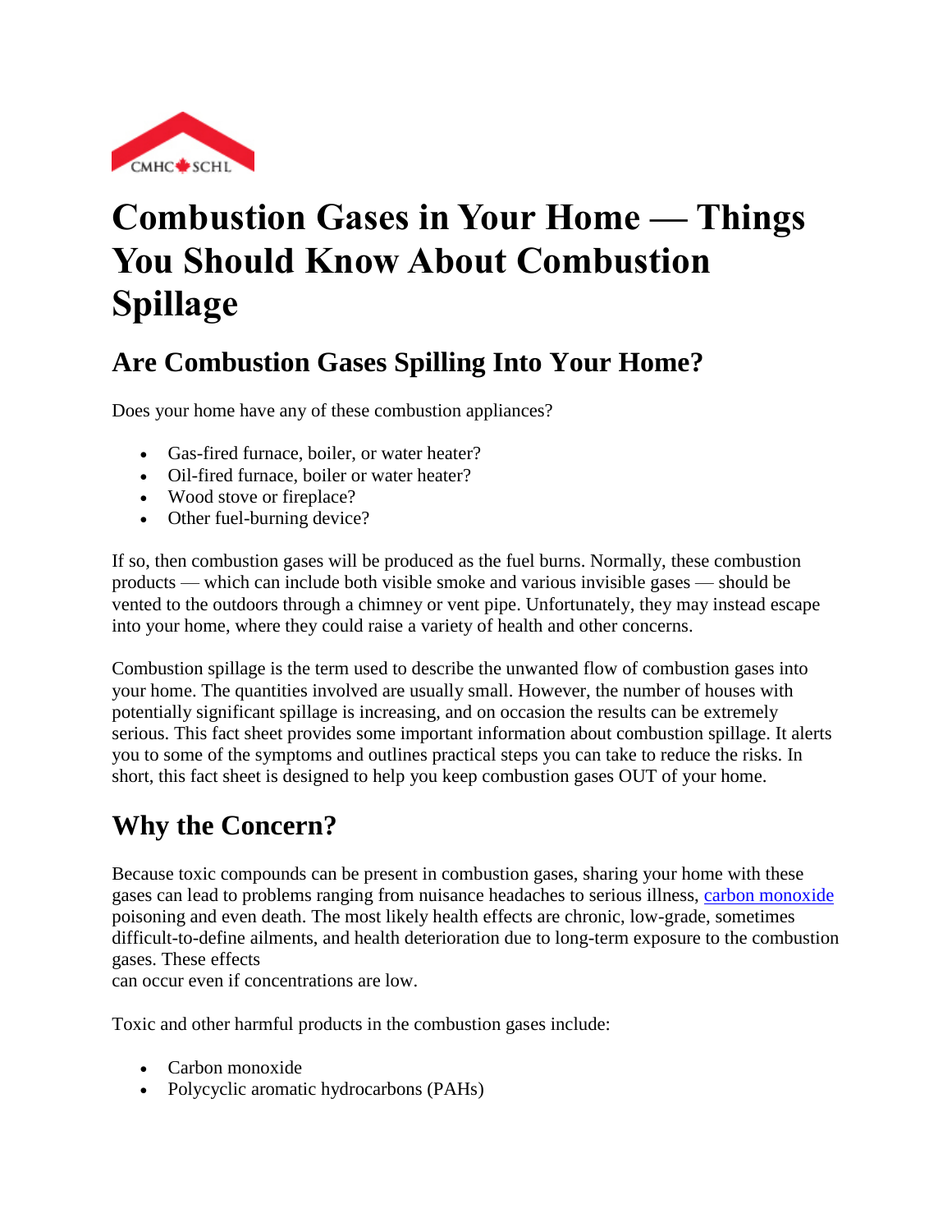# Combustion Gases in Your Home — Things You Should Know About Combustion Spillage

## Are Combustion Gases Spilling Into Your Home?

Does your home have any of these combustion appliances?

- Gas-fired furnace, boiler, or water heater?
- Oil-fired furnace, boiler or water heater?
- Wood stove or fireplace?
- Other fuel-burning device?

If so, then combustion gases will be produced as the fuel burns. Normally, these combustion products — which can include both visible smoke and various invisible gases — should be vented to the outdoors through a chimney or vent pipe. Unfortunately, they may instead escape into your home, where they could raise a variety of health and other concerns.

Combustion spillage is the term used to describe the unwanted flow of combustion gases into your home. The quantities involved are usually small. However, the number of houses with potentially significant spillage is increasing, and on occasion the results can be extremely serious. This fact sheet provides some important information about combustion spillage. It alerts you to some of the symptoms and outlines practical steps you can take to reduce the risks. In short, this fact sheet is designed to help you keep combustion gases OUT of your home.

## Why the Concern?

Because toxic compounds can be present in combustion gases, sharing your home with these gases can lead to problems ranging from nuisance headaches to serious illness, carbon monoxide poisoning and even death. The most likely health effects are chronic, low-grade, sometimes difficult-to-define ailments, and health deterioration due to long-term exposure to the combustion gases. These effects can occur even if concentrations are low.

Toxic and other harmful products in the combustion gases include:

- Carbon monoxide
- Polycyclic aromatic hydrocarbons (PAHs)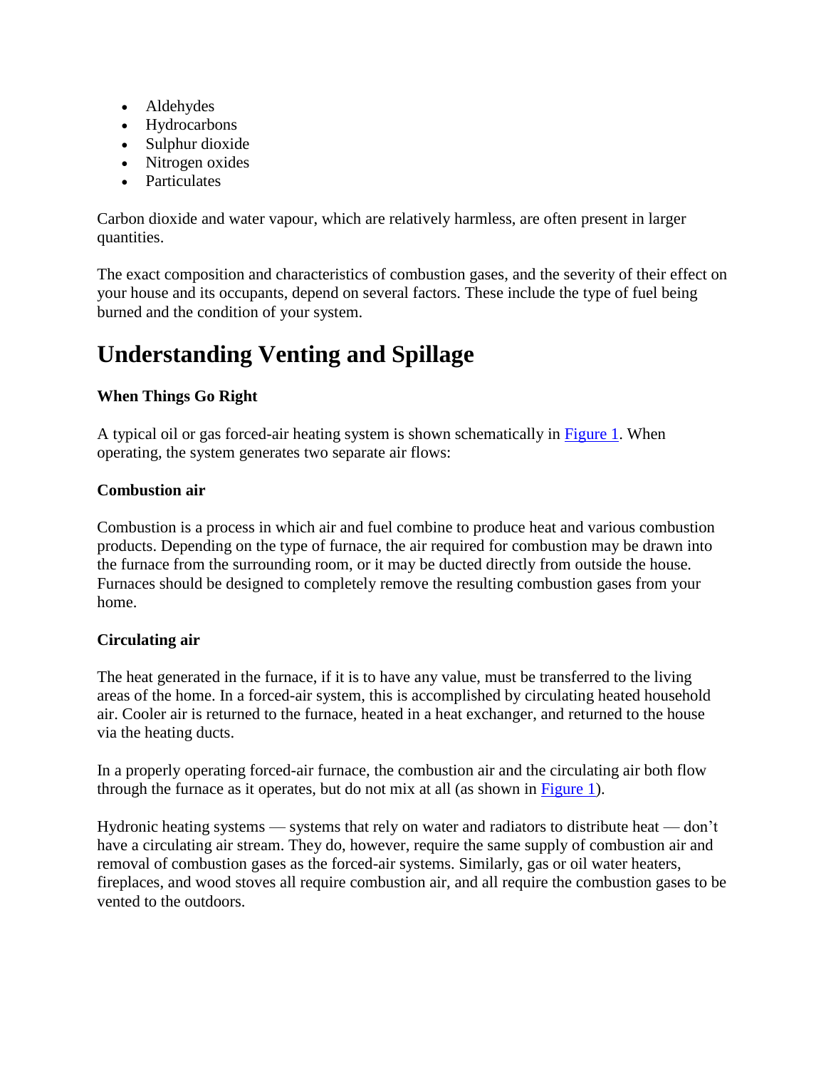- Aldehydes
- Hydrocarbons
- Sulphur dioxide
- Nitrogen oxides
- Particulates

Carbon dioxide and water vapour, which are relatively harmless, are often present in larger quantities.

The exact composition and characteristics of combustion gases, and the severity of their effect on your house and its occupants, depend on several factors. These include the type of fuel being burned and the condition of your system.

# Understanding Venting and Spillage

**When Things Go Right**

A typical oil or gas forced-air heating system is shown schematically in Figure 1. When operating, the system generates two separate air flows:

**Combustion air**

Combustion is a process in which air and fuel combine to produce heat and various combustion products. Depending on the type of furnace, the air required for combustion may be drawn into the furnace from the surrounding room, or it may be ducted directly from outside the house. Furnaces should be designed to completely remove the resulting combustion gases from your home.

**Circulating air**

The heat generated in the furnace, if it is to have any value, must be transferred to the living areas of the home. In a forced-air system, this is accomplished by circulating heated household air. Cooler air is returned to the furnace, heated in a heat exchanger, and returned to the house via the heating ducts.

In a properly operating forced-air furnace, the combustion air and the circulating air both flow through the furnace as it operates, but do not mix at all (as shown in Figure 1).

Hydronic heating systems — systems that rely on water and radiators to distribute heat — don't have a circulating air stream. They do, however, require the same supply of combustion air and removal of combustion gases as the forced-air systems. Similarly, gas or oil water heaters, fireplaces, and wood stoves all require combustion air, and all require the combustion gases to be vented to the outdoors.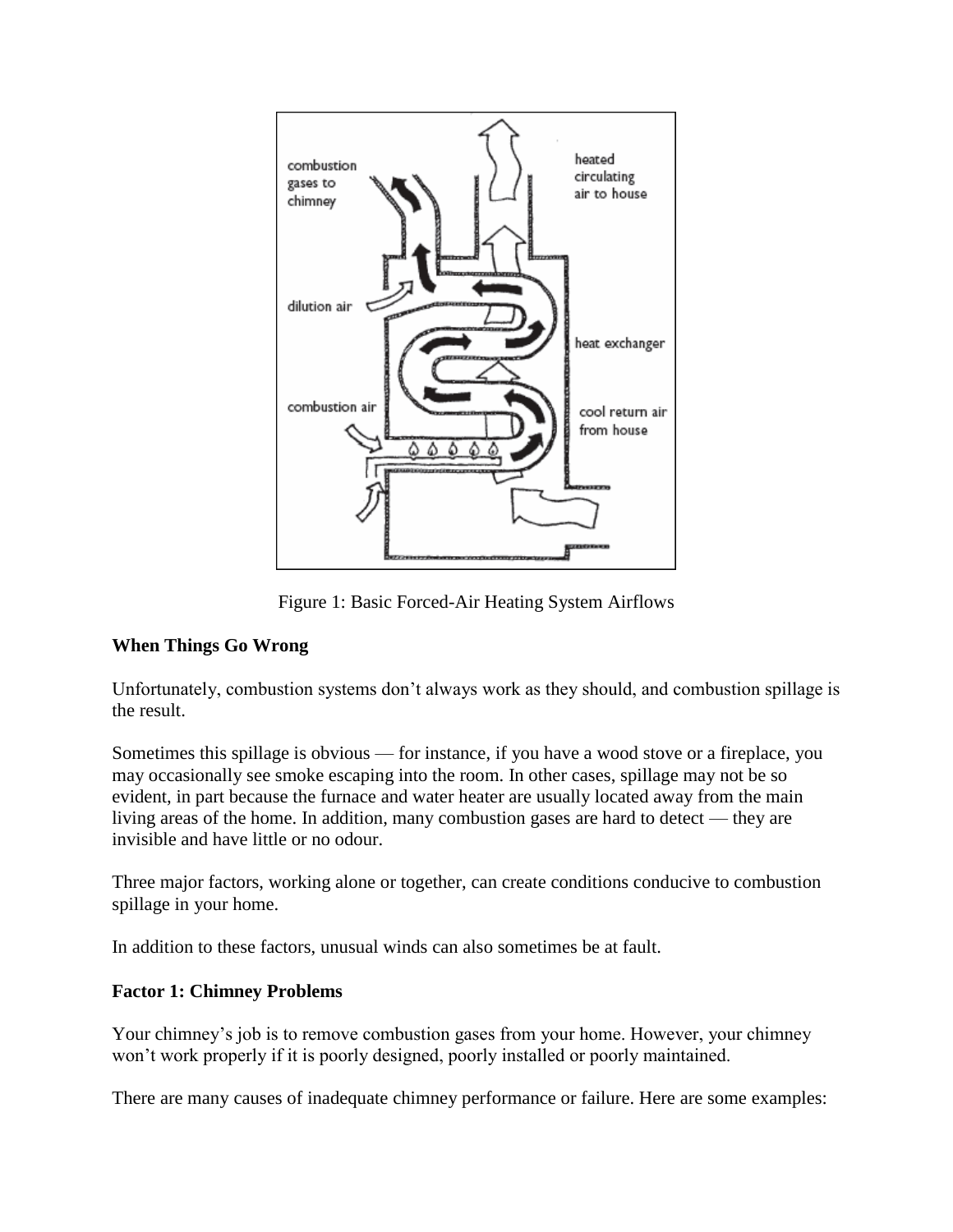Figure 1: Basic Forced-Air Heating System Airflows

**When Things Go Wrong**

Unfortunately, combustion systems don't always work as they should, and combustion spillage is the result.

Sometimes this spillage is obvious — for instance, if you have a wood stove or a fireplace, you may occasionally see smoke escaping into the room. In other cases, spillage may not be so evident, in part because the furnace and water heater are usually located away from the main living areas of the home. In addition, many combustion gases are hard to detect — they are invisible and have little or no odour.

Three major factors, working alone or together, can create conditions conducive to combustion spillage in your home.

In addition to these factors, unusual winds can also sometimes be at fault.

**Factor 1: Chimney Problems**

Your chimney's job is to remove combustion gases from your home. However, your chimney won't work properly if it is poorly designed, poorly installed or poorly maintained.

There are many causes of inadequate chimney performance or failure. Here are some examples: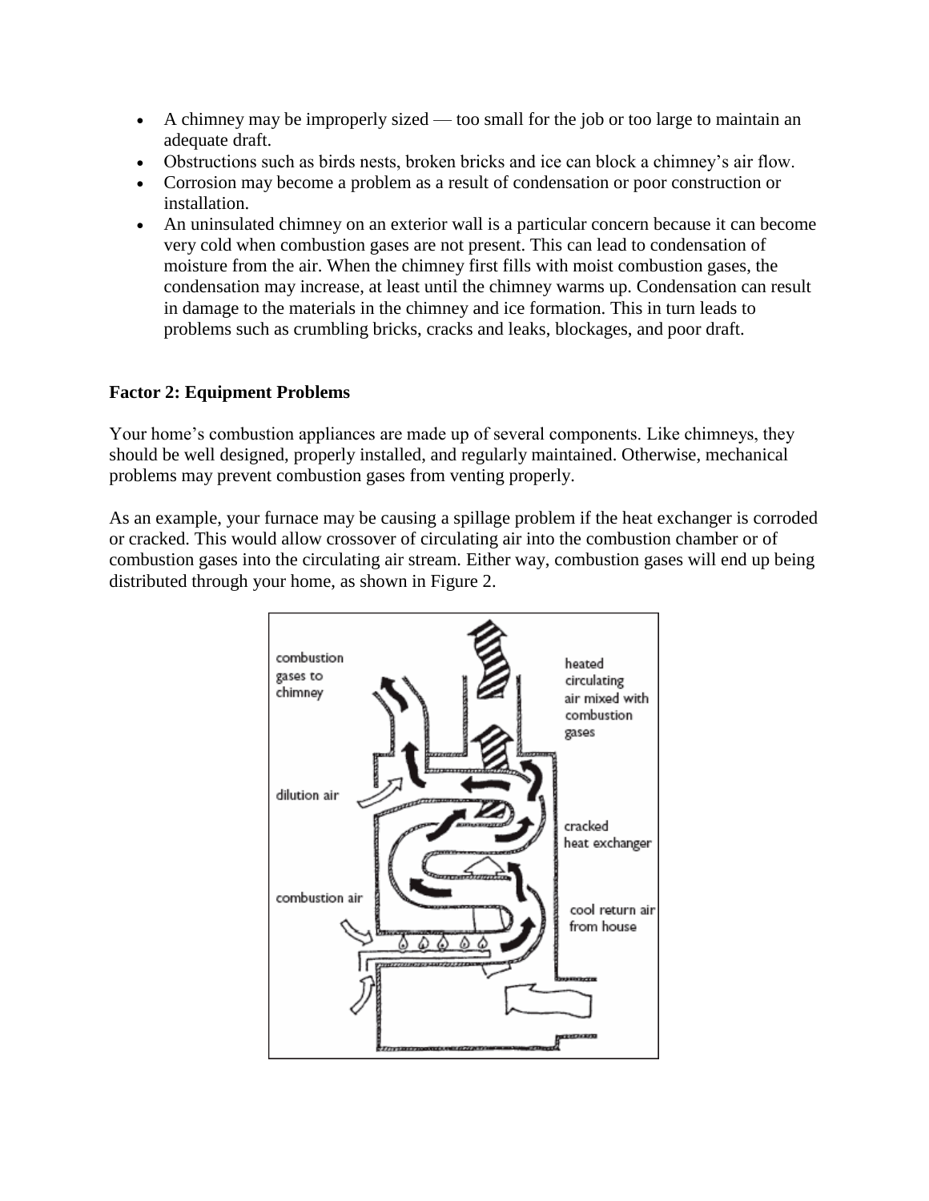- A chimney may be improperly sized — too small for the job or too large to maintain an adequate draft.
- Obstructions such as birds nests, broken bricks and ice can block a chimney's air flow.
- Corrosion may become a problem as a result of condensation or poor construction or installation.
- An uninsulated chimney on an exterior wall is a particular concern because it can become very cold when combustion gases are not present. This can lead to condensation of moisture from the air. When the chimney first fills with moist combustion gases, the condensation may increase, at least until the chimney warms up. Condensation can result in damage to the materials in the chimney and ice formation. This in turn leads to problems such as crumbling bricks, cracks and leaks, blockages, and poor draft.

**Factor 2: Equipment Problems**

Your home's combustion appliances are made up of several components. Like chimneys, they should be well designed, properly installed, and regularly maintained. Otherwise, mechanical problems may prevent combustion gases from venting properly.

As an example, your furnace may be causing a spillage problem if the heat exchanger is corroded or cracked. This would allow crossover of circulating air into the combustion chamber or of combustion gases into the circulating air stream. Either way, combustion gases will end up being distributed through your home, as shown in Figure 2.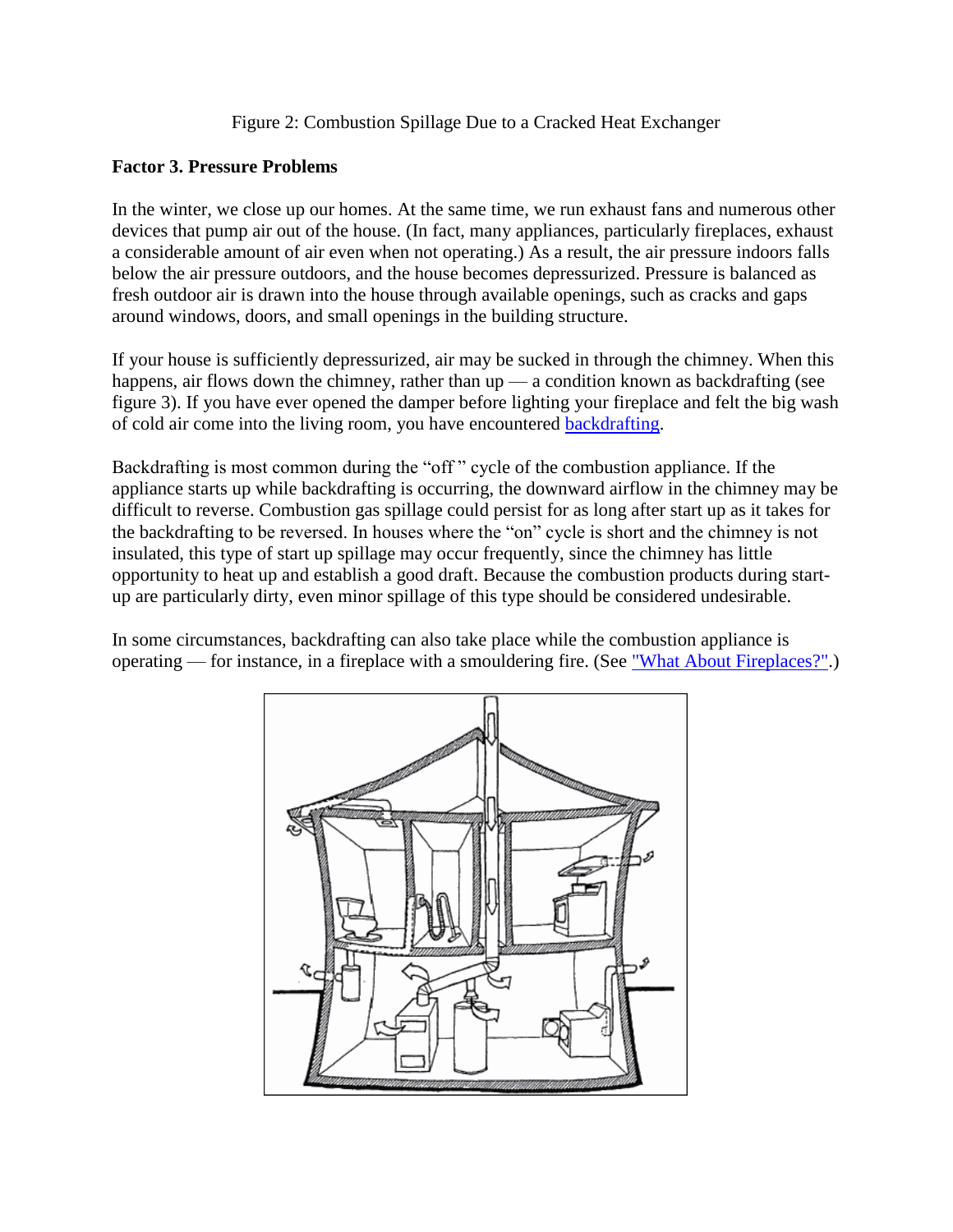Figure 2: Combustion Spillage Due to a Cracked Heat Exchanger

**Factor 3. Pressure Problems**

In the winter, we close up our homes. At the same time, we run exhaust fans and numerous other devices that pump air out of the house. (In fact, many appliances, particularly fireplaces, exhaust a considerable amount of air even when not operating.) As a result, the air pressure indoors falls below the air pressure outdoors, and the house becomes depressurized. Pressure is balanced as fresh outdoor air is drawn into the house through available openings, such as cracks and gaps around windows, doors, and small openings in the building structure.

If your house is sufficiently depressurized, air may be sucked in through the chimney. When this happens, air flows down the chimney, rather than up — a condition known as backdrafting (see figure 3). If you have ever opened the damper before lighting your fireplace and felt the big wash of cold air come into the living room, you have encountered backdrafting.

Backdrafting is most common during the "off " cycle of the combustion appliance. If the appliance starts up while backdrafting is occurring, the downward airflow in the chimney may be difficult to reverse. Combustion gas spillage could persist for as long after start up as it takes for the backdrafting to be reversed. In houses where the "on" cycle is short and the chimney is not insulated, this type of start up spillage may occur frequently, since the chimney has little opportunity to heat up and establish a good draft. Because the combustion products during start-up are particularly dirty, even minor spillage of this type should be considered undesirable.

In some circumstances, backdrafting can also take place while the combustion appliance is operating — for instance, in a fireplace with a smouldering fire. (See "What About Fireplaces?".)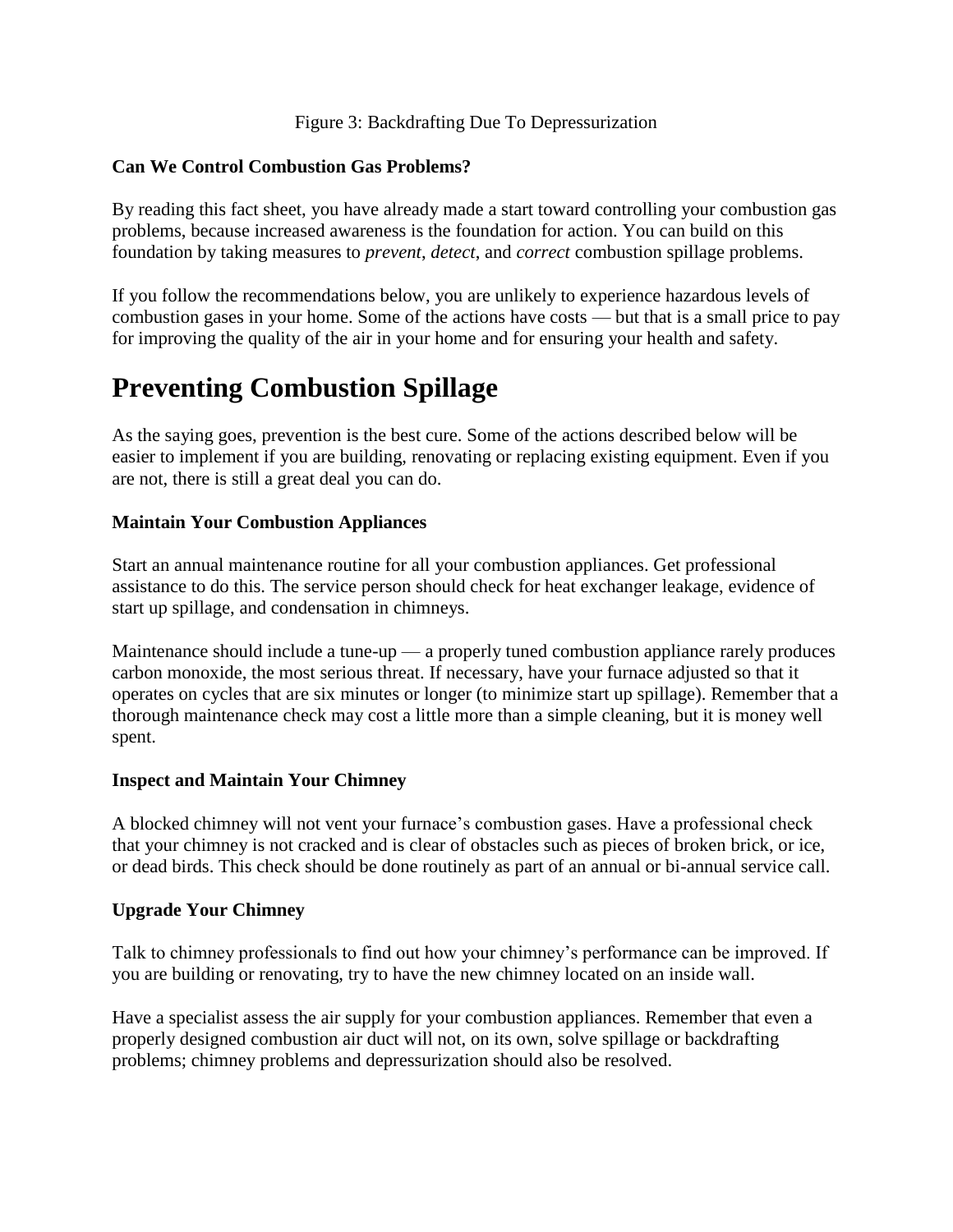Figure 3: Backdrafting Due To Depressurization

**Can We Control Combustion Gas Problems?**

By reading this fact sheet, you have already made a start toward controlling your combustion gas problems, because increased awareness is the foundation for action. You can build on this foundation by taking measures to *prevent*, *detect*, and *correct* combustion spillage problems.

If you follow the recommendations below, you are unlikely to experience hazardous levels of combustion gases in your home. Some of the actions have costs — but that is a small price to pay for improving the quality of the air in your home and for ensuring your health and safety.

# Preventing Combustion Spillage

As the saying goes, prevention is the best cure. Some of the actions described below will be easier to implement if you are building, renovating or replacing existing equipment. Even if you are not, there is still a great deal you can do.

**Maintain Your Combustion Appliances**

Start an annual maintenance routine for all your combustion appliances. Get professional assistance to do this. The service person should check for heat exchanger leakage, evidence of start up spillage, and condensation in chimneys.

Maintenance should include a tune-up — a properly tuned combustion appliance rarely produces carbon monoxide, the most serious threat. If necessary, have your furnace adjusted so that it operates on cycles that are six minutes or longer (to minimize start up spillage). Remember that a thorough maintenance check may cost a little more than a simple cleaning, but it is money well spent.

**Inspect and Maintain Your Chimney**

A blocked chimney will not vent your furnace's combustion gases. Have a professional check that your chimney is not cracked and is clear of obstacles such as pieces of broken brick, or ice, or dead birds. This check should be done routinely as part of an annual or bi-annual service call.

**Upgrade Your Chimney**

Talk to chimney professionals to find out how your chimney's performance can be improved. If you are building or renovating, try to have the new chimney located on an inside wall.

Have a specialist assess the air supply for your combustion appliances. Remember that even a properly designed combustion air duct will not, on its own, solve spillage or backdrafting problems; chimney problems and depressurization should also be resolved.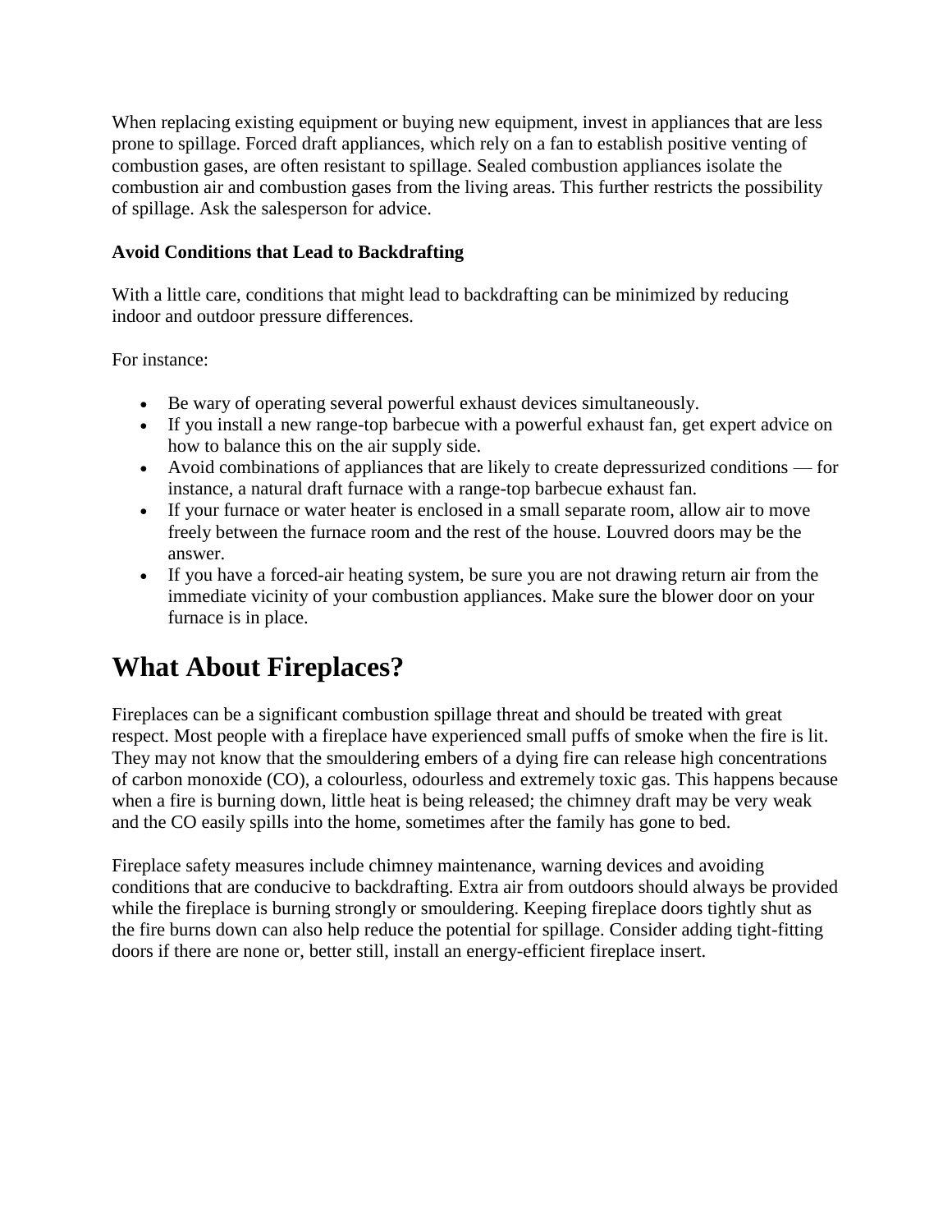When replacing existing equipment or buying new equipment, invest in appliances that are less prone to spillage. Forced draft appliances, which rely on a fan to establish positive venting of combustion gases, are often resistant to spillage. Sealed combustion appliances isolate the combustion air and combustion gases from the living areas. This further restricts the possibility of spillage. Ask the salesperson for advice.

**Avoid Conditions that Lead to Backdrafting**

With a little care, conditions that might lead to backdrafting can be minimized by reducing indoor and outdoor pressure differences.

For instance:

- Be wary of operating several powerful exhaust devices simultaneously.
- If you install a new range-top barbecue with a powerful exhaust fan, get expert advice on how to balance this on the air supply side.
- Avoid combinations of appliances that are likely to create depressurized conditions — for instance, a natural draft furnace with a range-top barbecue exhaust fan.
- If your furnace or water heater is enclosed in a small separate room, allow air to move freely between the furnace room and the rest of the house. Louvred doors may be the answer.
- If you have a forced-air heating system, be sure you are not drawing return air from the immediate vicinity of your combustion appliances. Make sure the blower door on your furnace is in place.

# What About Fireplaces?

Fireplaces can be a significant combustion spillage threat and should be treated with great respect. Most people with a fireplace have experienced small puffs of smoke when the fire is lit. They may not know that the smouldering embers of a dying fire can release high concentrations of carbon monoxide (CO), a colourless, odourless and extremely toxic gas. This happens because when a fire is burning down, little heat is being released; the chimney draft may be very weak and the CO easily spills into the home, sometimes after the family has gone to bed.

Fireplace safety measures include chimney maintenance, warning devices and avoiding conditions that are conducive to backdrafting. Extra air from outdoors should always be provided while the fireplace is burning strongly or smouldering. Keeping fireplace doors tightly shut as the fire burns down can also help reduce the potential for spillage. Consider adding tight-fitting doors if there are none or, better still, install an energy-efficient fireplace insert.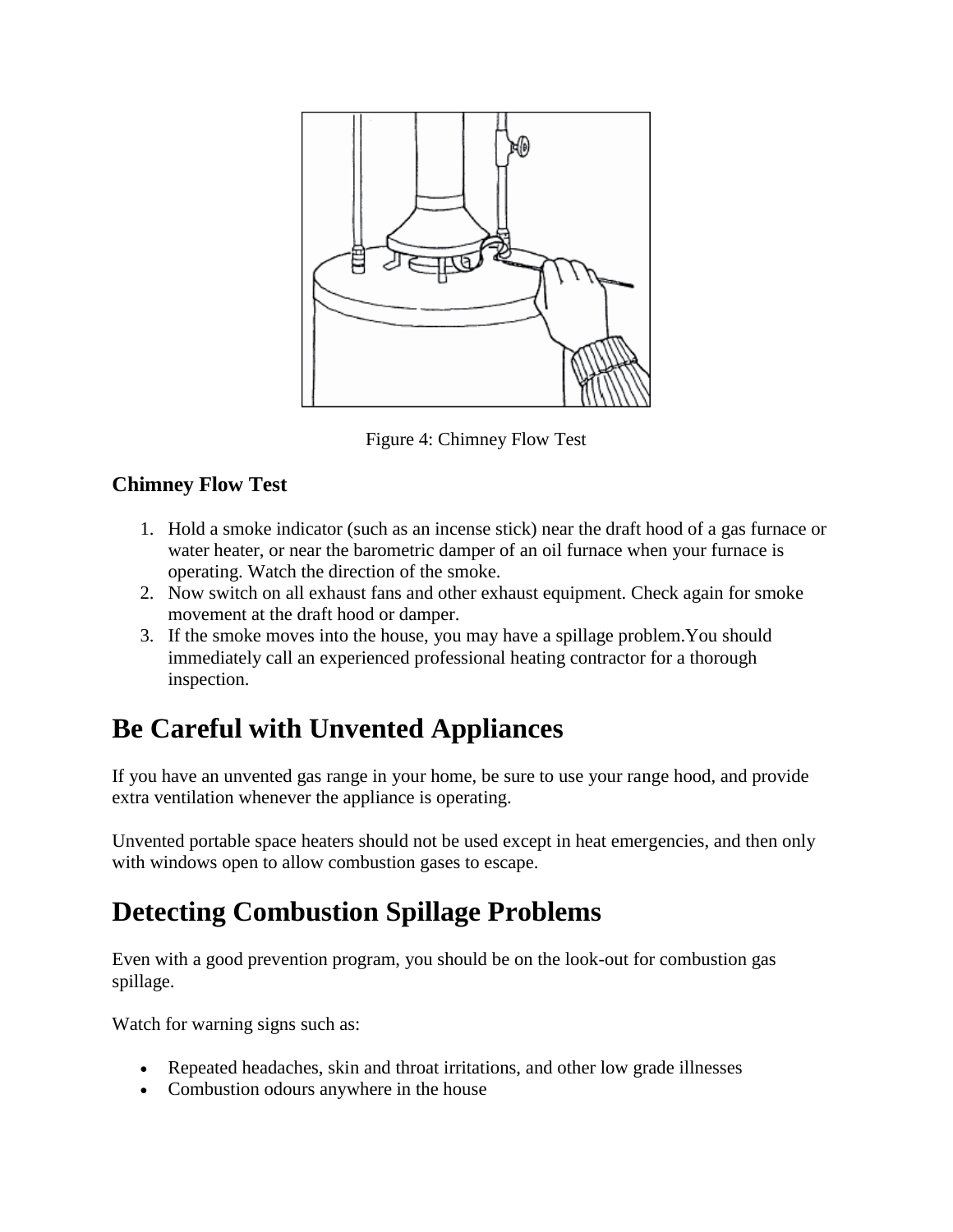Figure 4: Chimney Flow Test

### Chimney Flow Test

1. Hold a smoke indicator (such as an incense stick) near the draft hood of a gas furnace or water heater, or near the barometric damper of an oil furnace when your furnace is operating. Watch the direction of the smoke.
2. Now switch on all exhaust fans and other exhaust equipment. Check again for smoke movement at the draft hood or damper.
3. If the smoke moves into the house, you may have a spillage problem.You should immediately call an experienced professional heating contractor for a thorough inspection.

## Be Careful with Unvented Appliances

If you have an unvented gas range in your home, be sure to use your range hood, and provide extra ventilation whenever the appliance is operating.

Unvented portable space heaters should not be used except in heat emergencies, and then only with windows open to allow combustion gases to escape.

## Detecting Combustion Spillage Problems

Even with a good prevention program, you should be on the look-out for combustion gas spillage.

Watch for warning signs such as:

- Repeated headaches, skin and throat irritations, and other low grade illnesses
- Combustion odours anywhere in the house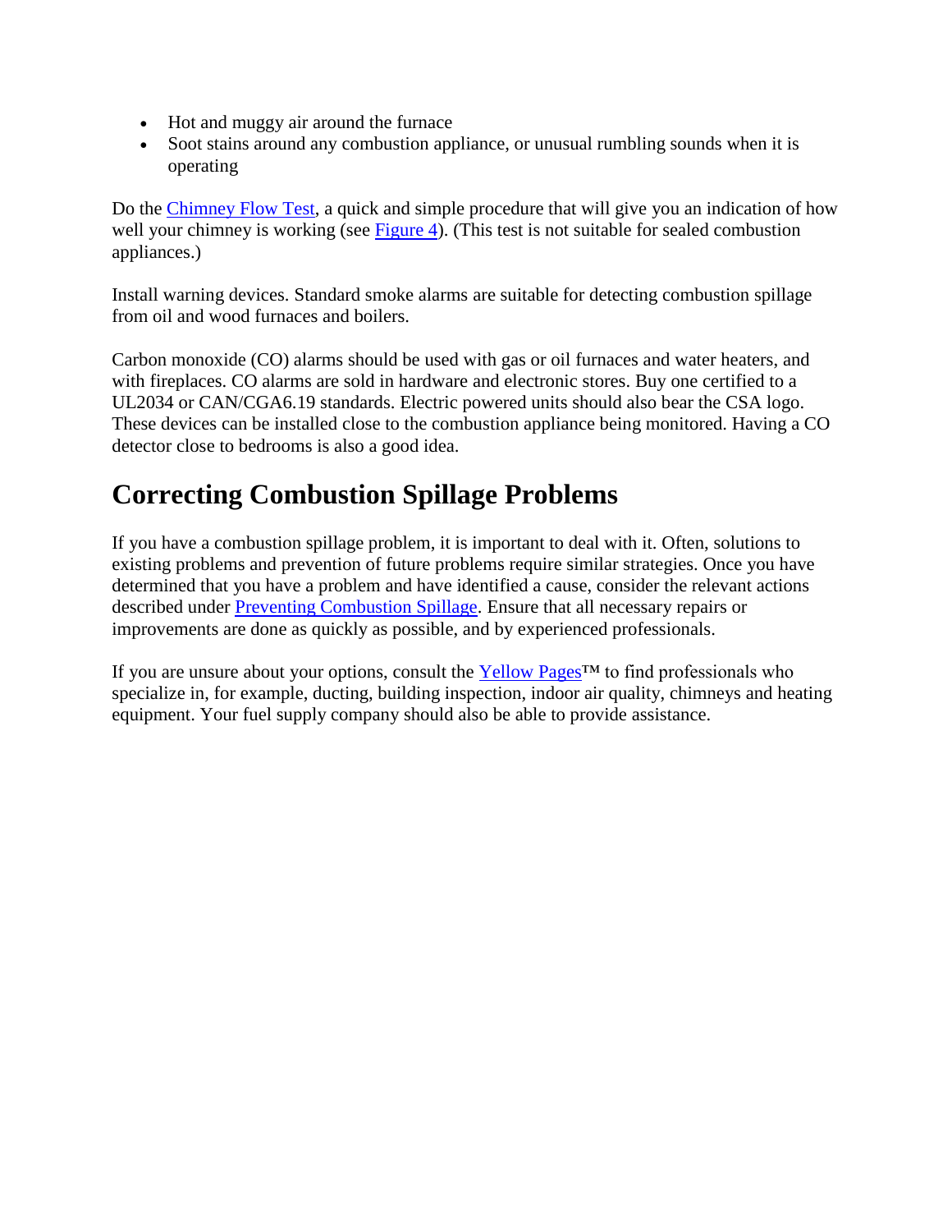- Hot and muggy air around the furnace
- Soot stains around any combustion appliance, or unusual rumbling sounds when it is operating

Do the Chimney Flow Test, a quick and simple procedure that will give you an indication of how well your chimney is working (see Figure 4). (This test is not suitable for sealed combustion appliances.)

Install warning devices. Standard smoke alarms are suitable for detecting combustion spillage from oil and wood furnaces and boilers.

Carbon monoxide (CO) alarms should be used with gas or oil furnaces and water heaters, and with fireplaces. CO alarms are sold in hardware and electronic stores. Buy one certified to a UL2034 or CAN/CGA6.19 standards. Electric powered units should also bear the CSA logo. These devices can be installed close to the combustion appliance being monitored. Having a CO detector close to bedrooms is also a good idea.

## Correcting Combustion Spillage Problems

If you have a combustion spillage problem, it is important to deal with it. Often, solutions to existing problems and prevention of future problems require similar strategies. Once you have determined that you have a problem and have identified a cause, consider the relevant actions described under Preventing Combustion Spillage. Ensure that all necessary repairs or improvements are done as quickly as possible, and by experienced professionals.

If you are unsure about your options, consult the Yellow Pages™ to find professionals who specialize in, for example, ducting, building inspection, indoor air quality, chimneys and heating equipment. Your fuel supply company should also be able to provide assistance.